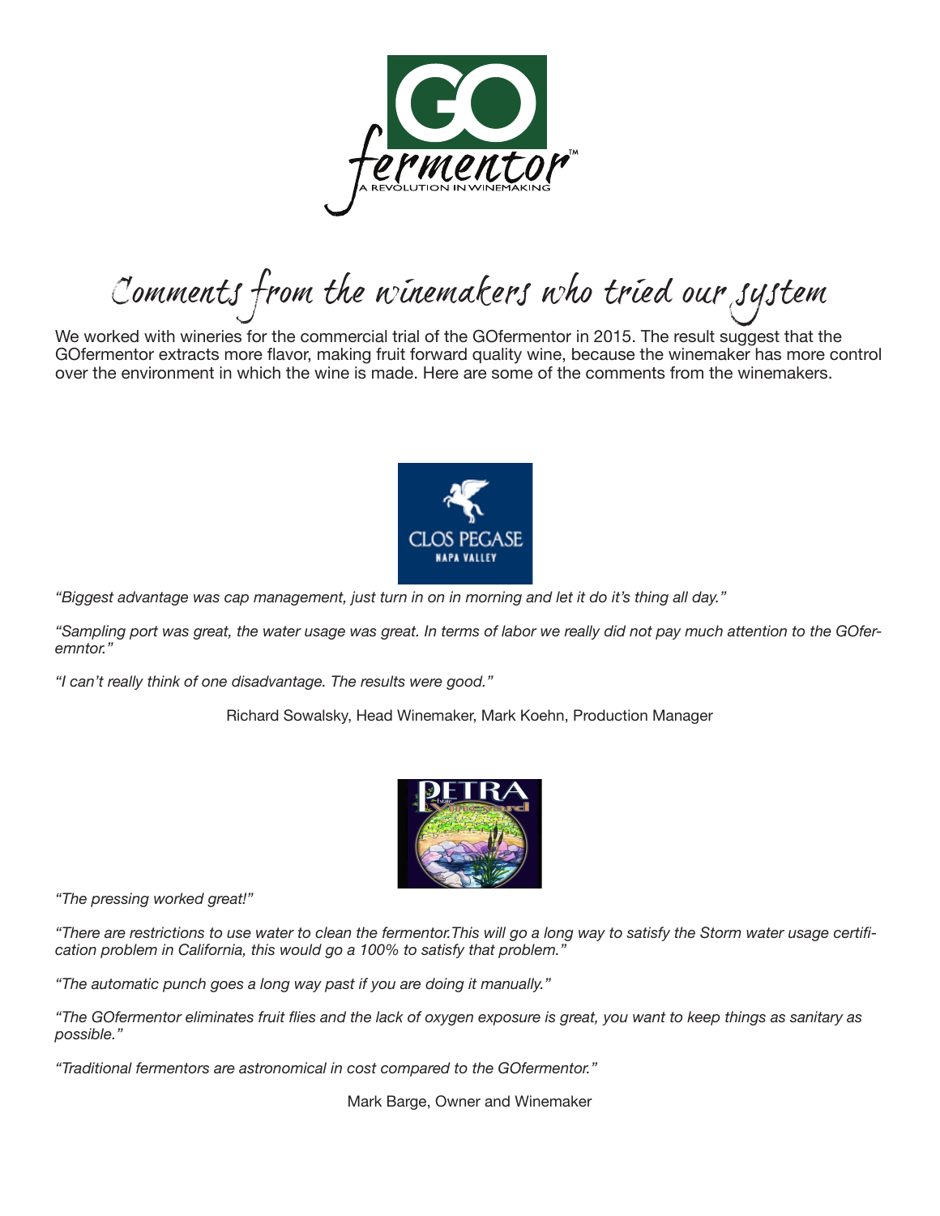# GO fermentor™

A REVOLUTION IN WINEMAKING

## Comments from the winemakers who tried our system

We worked with wineries for the commercial trial of the GOfermentor in 2015. The result suggest that the GOfermentor extracts more flavor, making fruit forward quality wine, because the winemaker has more control over the environment in which the wine is made. Here are some of the comments from the winemakers.

CLOS PEGASE
NAPA VALLEY

*"Biggest advantage was cap management, just turn in on in morning and let it do it's thing all day."*

*"Sampling port was great, the water usage was great. In terms of labor we really did not pay much attention to the GOferemntor."*

*"I can't really think of one disadvantage. The results were good."*

Richard Sowalsky, Head Winemaker, Mark Koehn, Production Manager

PETRA Estate Vineyard

*"The pressing worked great!"*

*"There are restrictions to use water to clean the fermentor.This will go a long way to satisfy the Storm water usage certification problem in California, this would go a 100% to satisfy that problem."*

*"The automatic punch goes a long way past if you are doing it manually."*

*"The GOfermentor eliminates fruit flies and the lack of oxygen exposure is great, you want to keep things as sanitary as possible."*

*"Traditional fermentors are astronomical in cost compared to the GOfermentor."*

Mark Barge, Owner and Winemaker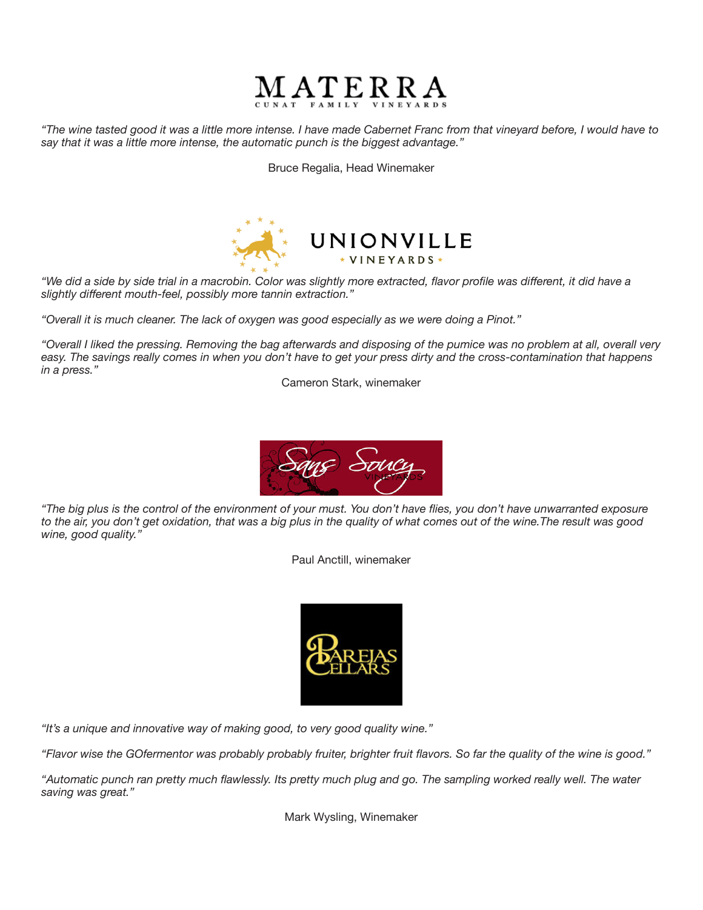MATERRA

CUNAT FAMILY VINEYARDS

*"The wine tasted good it was a little more intense. I have made Cabernet Franc from that vineyard before, I would have to say that it was a little more intense, the automatic punch is the biggest advantage."*

Bruce Regalia, Head Winemaker

UNIONVILLE

VINEYARDS

*"We did a side by side trial in a macrobin. Color was slightly more extracted, flavor profile was different, it did have a slightly different mouth-feel, possibly more tannin extraction."*

*"Overall it is much cleaner. The lack of oxygen was good especially as we were doing a Pinot."*

*"Overall I liked the pressing. Removing the bag afterwards and disposing of the pumice was no problem at all, overall very easy. The savings really comes in when you don't have to get your press dirty and the cross-contamination that happens in a press."*

Cameron Stark, winemaker

Sans Soucy Vineyards

*"The big plus is the control of the environment of your must. You don't have flies, you don't have unwarranted exposure to the air, you don't get oxidation, that was a big plus in the quality of what comes out of the wine.The result was good wine, good quality."*

Paul Anctill, winemaker

Parejas Cellars

*"It's a unique and innovative way of making good, to very good quality wine."*

*"Flavor wise the GOfermentor was probably probably fruiter, brighter fruit flavors. So far the quality of the wine is good."*

*"Automatic punch ran pretty much flawlessly. Its pretty much plug and go. The sampling worked really well. The water saving was great."*

Mark Wysling, Winemaker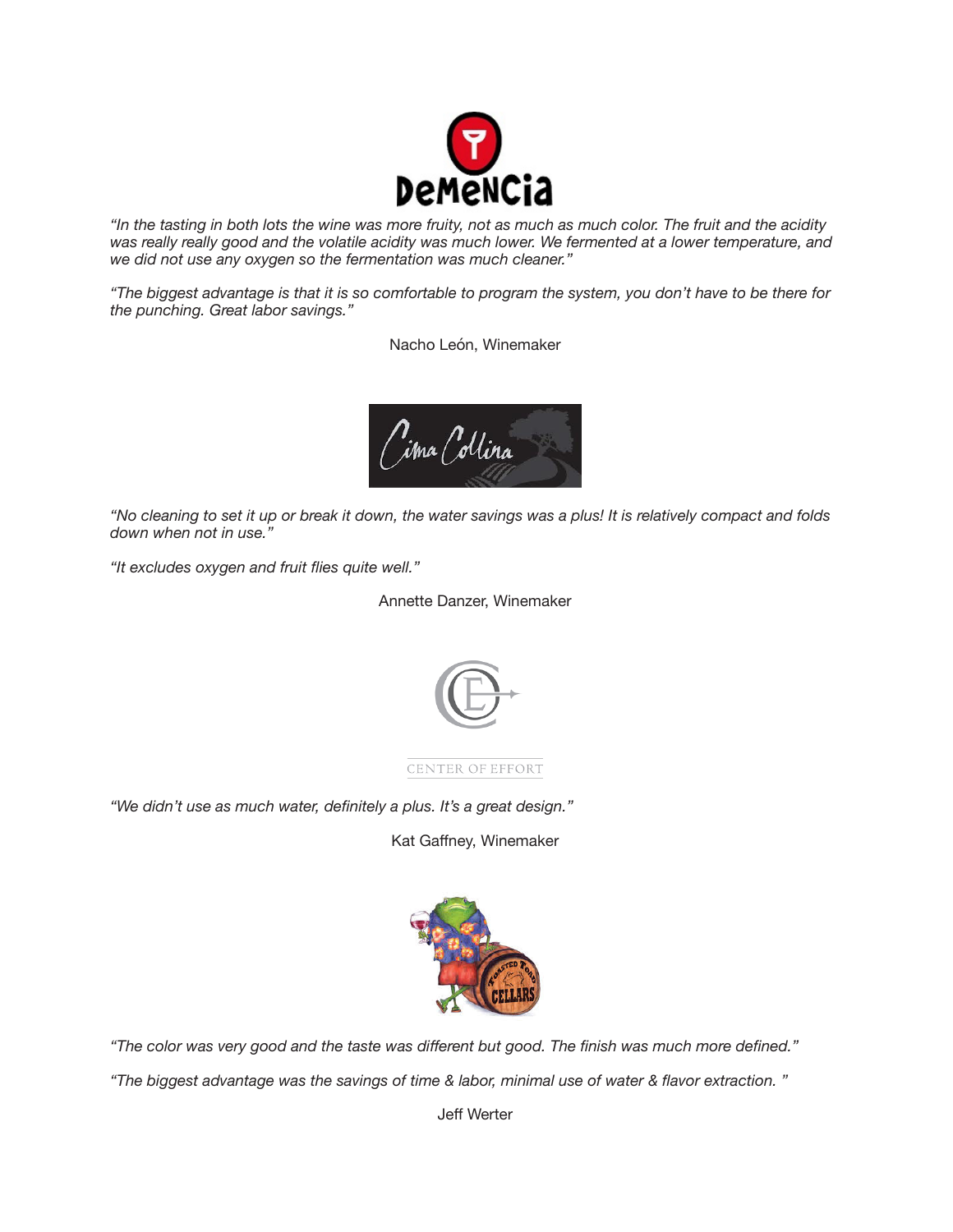DeMenCia

*"In the tasting in both lots the wine was more fruity, not as much as much color. The fruit and the acidity was really really good and the volatile acidity was much lower. We fermented at a lower temperature, and we did not use any oxygen so the fermentation was much cleaner."*

*"The biggest advantage is that it is so comfortable to program the system, you don't have to be there for the punching. Great labor savings."*

Nacho León, Winemaker

Cima Collina

*"No cleaning to set it up or break it down, the water savings was a plus! It is relatively compact and folds down when not in use."*

*"It excludes oxygen and fruit flies quite well."*

Annette Danzer, Winemaker

CENTER OF EFFORT

*"We didn't use as much water, definitely a plus. It's a great design."*

Kat Gaffney, Winemaker

*"The color was very good and the taste was different but good. The finish was much more defined."*

*"The biggest advantage was the savings of time & labor, minimal use of water & flavor extraction. "*

Jeff Werter